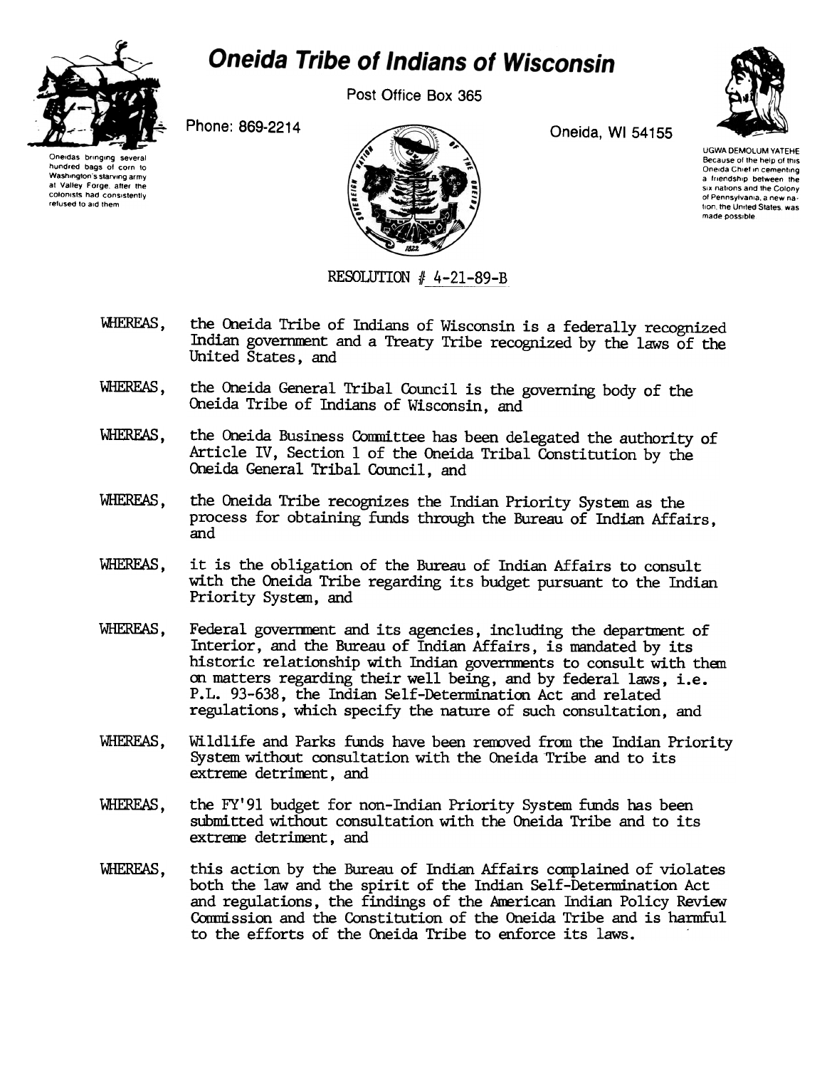# Oneida Tribe of Indians of Wisconsin

Post Office Box 365

Phone: 869-2214

Oneida, WI 54155

Oneidas bringing several hundred bags of corn to Washington's starving army at Valley Forge, after the colonists had consistently refused to aid them

UGWA DEMOLUM YATEHE
Because of the help of this Oneida Chief in cementing a friendship between the six nations and the Colony of Pennsylvania, a new nation, the United States, was made possible

RESOLUTION # 4-21-89-B

WHEREAS, the Oneida Tribe of Indians of Wisconsin is a federally recognized Indian government and a Treaty Tribe recognized by the laws of the United States, and

WHEREAS, the Oneida General Tribal Council is the governing body of the Oneida Tribe of Indians of Wisconsin, and

WHEREAS, the Oneida Business Committee has been delegated the authority of Article IV, Section 1 of the Oneida Tribal Constitution by the Oneida General Tribal Council, and

WHEREAS, the Oneida Tribe recognizes the Indian Priority System as the process for obtaining funds through the Bureau of Indian Affairs, and

WHEREAS, it is the obligation of the Bureau of Indian Affairs to consult with the Oneida Tribe regarding its budget pursuant to the Indian Priority System, and

WHEREAS, Federal government and its agencies, including the department of Interior, and the Bureau of Indian Affairs, is mandated by its historic relationship with Indian governments to consult with them on matters regarding their well being, and by federal laws, i.e. P.L. 93-638, the Indian Self-Determination Act and related regulations, which specify the nature of such consultation, and

WHEREAS, Wildlife and Parks funds have been removed from the Indian Priority System without consultation with the Oneida Tribe and to its extreme detriment, and

WHEREAS, the FY'91 budget for non-Indian Priority System funds has been submitted without consultation with the Oneida Tribe and to its extreme detriment, and

WHEREAS, this action by the Bureau of Indian Affairs complained of violates both the law and the spirit of the Indian Self-Determination Act and regulations, the findings of the American Indian Policy Review Commission and the Constitution of the Oneida Tribe and is harmful to the efforts of the Oneida Tribe to enforce its laws.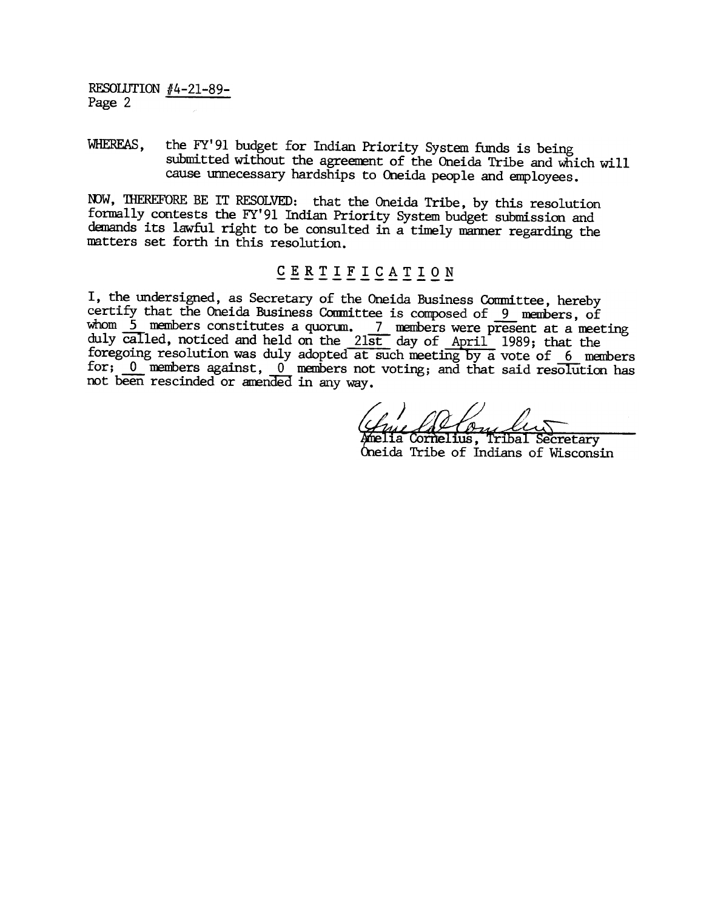RESOLUTION #4-21-89-
Page 2

WHEREAS, the FY'91 budget for Indian Priority System funds is being submitted without the agreement of the Oneida Tribe and which will cause unnecessary hardships to Oneida people and employees.

NOW, THEREFORE BE IT RESOLVED: that the Oneida Tribe, by this resolution formally contests the FY'91 Indian Priority System budget submission and demands its lawful right to be consulted in a timely manner regarding the matters set forth in this resolution.

## CERTIFICATION

I, the undersigned, as Secretary of the Oneida Business Committee, hereby certify that the Oneida Business Committee is composed of 9 members, of whom 5 members constitutes a quorum. 7 members were present at a meeting duly called, noticed and held on the 21st day of April 1989; that the foregoing resolution was duly adopted at such meeting by a vote of 6 members for; 0 members against, 0 members not voting; and that said resolution has not been rescinded or amended in any way.

Amelia Cornelius, Tribal Secretary
Oneida Tribe of Indians of Wisconsin